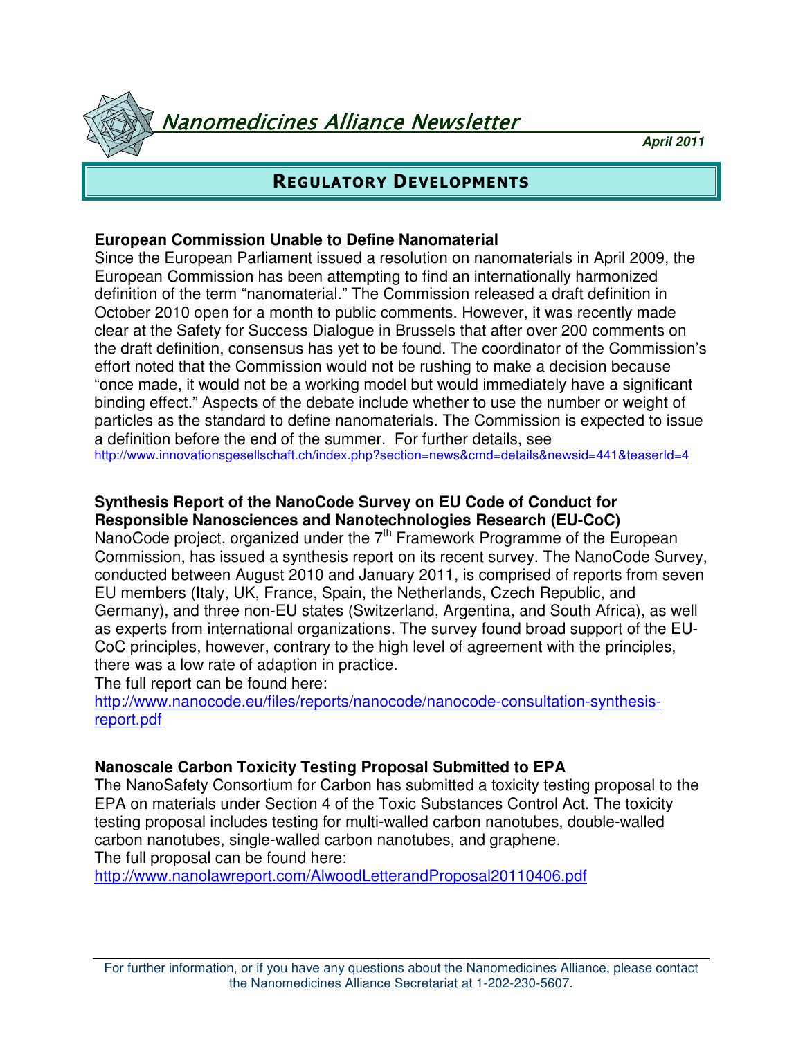# Nanomedicines Alliance Newsletter

***April 2011***

## REGULATORY DEVELOPMENTS

### European Commission Unable to Define Nanomaterial

Since the European Parliament issued a resolution on nanomaterials in April 2009, the European Commission has been attempting to find an internationally harmonized definition of the term "nanomaterial." The Commission released a draft definition in October 2010 open for a month to public comments. However, it was recently made clear at the Safety for Success Dialogue in Brussels that after over 200 comments on the draft definition, consensus has yet to be found. The coordinator of the Commission's effort noted that the Commission would not be rushing to make a decision because "once made, it would not be a working model but would immediately have a significant binding effect." Aspects of the debate include whether to use the number or weight of particles as the standard to define nanomaterials. The Commission is expected to issue a definition before the end of the summer. For further details, see http://www.innovationsgesellschaft.ch/index.php?section=news&cmd=details&newsid=441&teaserId=4

### Synthesis Report of the NanoCode Survey on EU Code of Conduct for Responsible Nanosciences and Nanotechnologies Research (EU-CoC)

NanoCode project, organized under the 7th Framework Programme of the European Commission, has issued a synthesis report on its recent survey. The NanoCode Survey, conducted between August 2010 and January 2011, is comprised of reports from seven EU members (Italy, UK, France, Spain, the Netherlands, Czech Republic, and Germany), and three non-EU states (Switzerland, Argentina, and South Africa), as well as experts from international organizations. The survey found broad support of the EU-CoC principles, however, contrary to the high level of agreement with the principles, there was a low rate of adaption in practice.

The full report can be found here:
http://www.nanocode.eu/files/reports/nanocode/nanocode-consultation-synthesis-report.pdf

### Nanoscale Carbon Toxicity Testing Proposal Submitted to EPA

The NanoSafety Consortium for Carbon has submitted a toxicity testing proposal to the EPA on materials under Section 4 of the Toxic Substances Control Act. The toxicity testing proposal includes testing for multi-walled carbon nanotubes, double-walled carbon nanotubes, single-walled carbon nanotubes, and graphene.

The full proposal can be found here:
http://www.nanolawreport.com/AlwoodLetterandProposal20110406.pdf

For further information, or if you have any questions about the Nanomedicines Alliance, please contact the Nanomedicines Alliance Secretariat at 1-202-230-5607.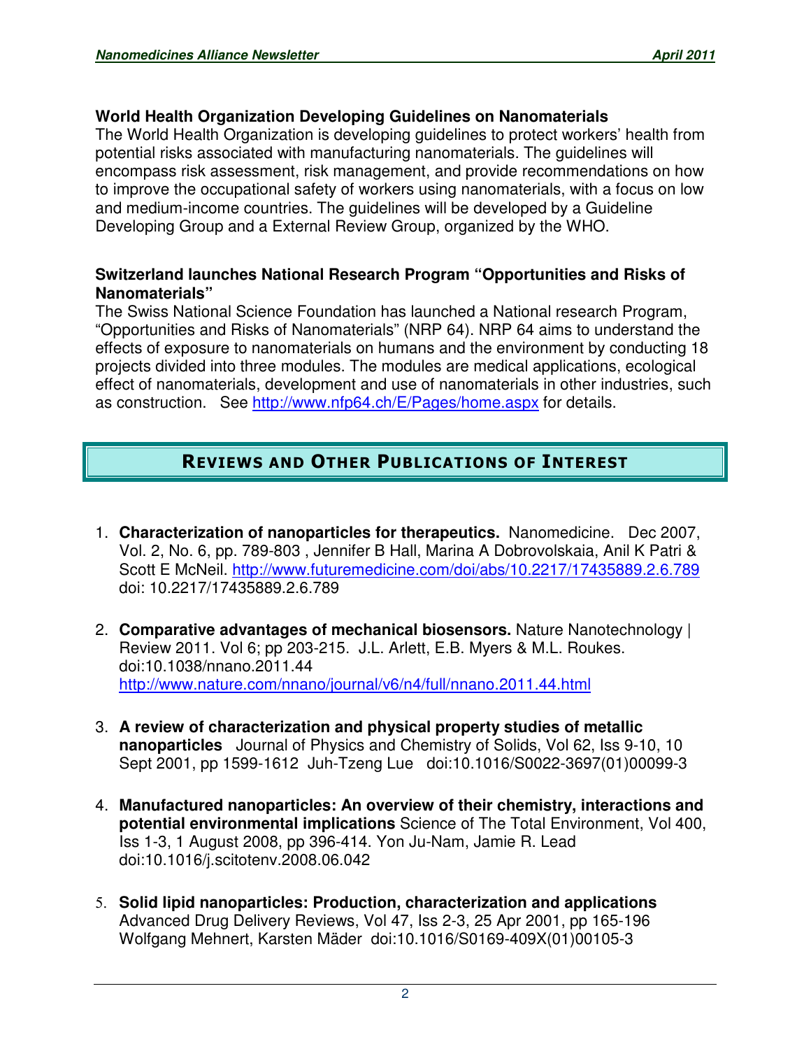### World Health Organization Developing Guidelines on Nanomaterials

The World Health Organization is developing guidelines to protect workers' health from potential risks associated with manufacturing nanomaterials. The guidelines will encompass risk assessment, risk management, and provide recommendations on how to improve the occupational safety of workers using nanomaterials, with a focus on low and medium-income countries. The guidelines will be developed by a Guideline Developing Group and a External Review Group, organized by the WHO.

### Switzerland launches National Research Program "Opportunities and Risks of Nanomaterials"

The Swiss National Science Foundation has launched a National research Program, "Opportunities and Risks of Nanomaterials" (NRP 64). NRP 64 aims to understand the effects of exposure to nanomaterials on humans and the environment by conducting 18 projects divided into three modules. The modules are medical applications, ecological effect of nanomaterials, development and use of nanomaterials in other industries, such as construction. See http://www.nfp64.ch/E/Pages/home.aspx for details.

## REVIEWS AND OTHER PUBLICATIONS OF INTEREST

1. **Characterization of nanoparticles for therapeutics.** Nanomedicine. Dec 2007, Vol. 2, No. 6, pp. 789-803 , Jennifer B Hall, Marina A Dobrovolskaia, Anil K Patri & Scott E McNeil. http://www.futuremedicine.com/doi/abs/10.2217/17435889.2.6.789 doi: 10.2217/17435889.2.6.789

2. **Comparative advantages of mechanical biosensors.** Nature Nanotechnology | Review 2011. Vol 6; pp 203-215. J.L. Arlett, E.B. Myers & M.L. Roukes. doi:10.1038/nnano.2011.44 http://www.nature.com/nnano/journal/v6/n4/full/nnano.2011.44.html

3. **A review of characterization and physical property studies of metallic nanoparticles** Journal of Physics and Chemistry of Solids, Vol 62, Iss 9-10, 10 Sept 2001, pp 1599-1612 Juh-Tzeng Lue doi:10.1016/S0022-3697(01)00099-3

4. **Manufactured nanoparticles: An overview of their chemistry, interactions and potential environmental implications** Science of The Total Environment, Vol 400, Iss 1-3, 1 August 2008, pp 396-414. Yon Ju-Nam, Jamie R. Lead doi:10.1016/j.scitotenv.2008.06.042

5. **Solid lipid nanoparticles: Production, characterization and applications** Advanced Drug Delivery Reviews, Vol 47, Iss 2-3, 25 Apr 2001, pp 165-196 Wolfgang Mehnert, Karsten Mäder doi:10.1016/S0169-409X(01)00105-3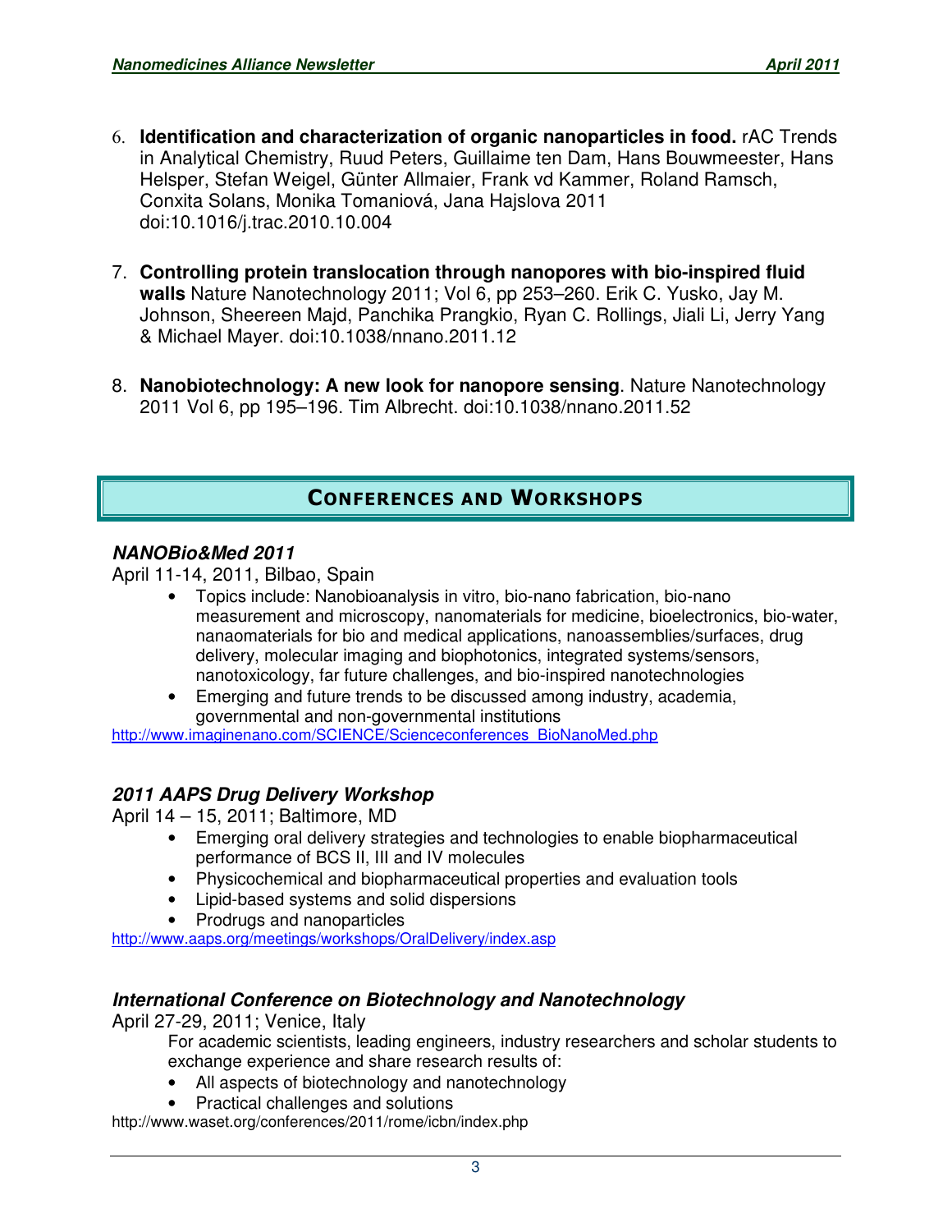6. **Identification and characterization of organic nanoparticles in food.** rAC Trends in Analytical Chemistry, Ruud Peters, Guillaime ten Dam, Hans Bouwmeester, Hans Helsper, Stefan Weigel, Günter Allmaier, Frank vd Kammer, Roland Ramsch, Conxita Solans, Monika Tomaniová, Jana Hajslova 2011 doi:10.1016/j.trac.2010.10.004

7. **Controlling protein translocation through nanopores with bio-inspired fluid walls** Nature Nanotechnology 2011; Vol 6, pp 253–260. Erik C. Yusko, Jay M. Johnson, Sheereen Majd, Panchika Prangkio, Ryan C. Rollings, Jiali Li, Jerry Yang & Michael Mayer. doi:10.1038/nnano.2011.12

8. **Nanobiotechnology: A new look for nanopore sensing**. Nature Nanotechnology 2011 Vol 6, pp 195–196. Tim Albrecht. doi:10.1038/nnano.2011.52

## Conferences and Workshops

### *NANOBio&Med 2011*

April 11-14, 2011, Bilbao, Spain

- Topics include: Nanobioanalysis in vitro, bio-nano fabrication, bio-nano measurement and microscopy, nanomaterials for medicine, bioelectronics, bio-water, nanaomaterials for bio and medical applications, nanoassemblies/surfaces, drug delivery, molecular imaging and biophotonics, integrated systems/sensors, nanotoxicology, far future challenges, and bio-inspired nanotechnologies
- Emerging and future trends to be discussed among industry, academia, governmental and non-governmental institutions

http://www.imaginenano.com/SCIENCE/Scienceconferences_BioNanoMed.php

### *2011 AAPS Drug Delivery Workshop*

April 14 – 15, 2011; Baltimore, MD

- Emerging oral delivery strategies and technologies to enable biopharmaceutical performance of BCS II, III and IV molecules
- Physicochemical and biopharmaceutical properties and evaluation tools
- Lipid-based systems and solid dispersions
- Prodrugs and nanoparticles

http://www.aaps.org/meetings/workshops/OralDelivery/index.asp

### *International Conference on Biotechnology and Nanotechnology*

April 27-29, 2011; Venice, Italy

For academic scientists, leading engineers, industry researchers and scholar students to exchange experience and share research results of:

- All aspects of biotechnology and nanotechnology
- Practical challenges and solutions

http://www.waset.org/conferences/2011/rome/icbn/index.php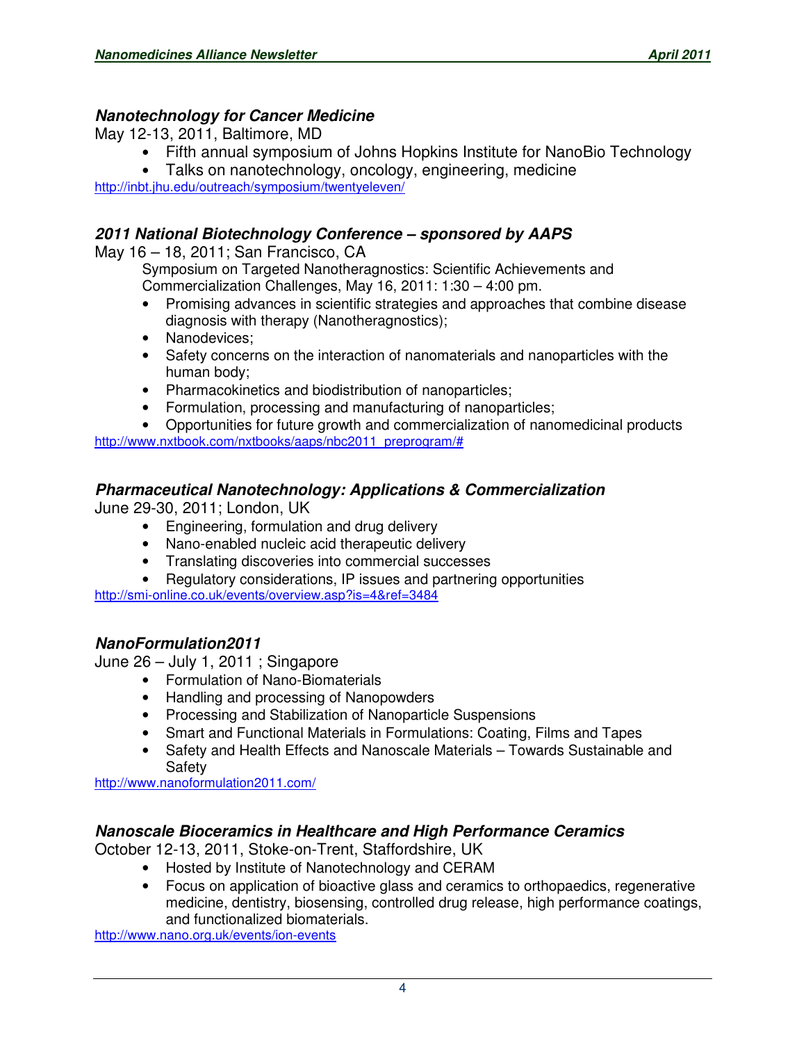### *Nanotechnology for Cancer Medicine*

May 12-13, 2011, Baltimore, MD

- Fifth annual symposium of Johns Hopkins Institute for NanoBio Technology
- Talks on nanotechnology, oncology, engineering, medicine

http://inbt.jhu.edu/outreach/symposium/twentyeleven/

### *2011 National Biotechnology Conference – sponsored by AAPS*

May 16 – 18, 2011; San Francisco, CA

Symposium on Targeted Nanotheragnostics: Scientific Achievements and Commercialization Challenges, May 16, 2011: 1:30 – 4:00 pm.

- Promising advances in scientific strategies and approaches that combine disease diagnosis with therapy (Nanotheragnostics);
- Nanodevices;
- Safety concerns on the interaction of nanomaterials and nanoparticles with the human body;
- Pharmacokinetics and biodistribution of nanoparticles;
- Formulation, processing and manufacturing of nanoparticles;
- Opportunities for future growth and commercialization of nanomedicinal products

http://www.nxtbook.com/nxtbooks/aaps/nbc2011_preprogram/#

### *Pharmaceutical Nanotechnology: Applications & Commercialization*

June 29-30, 2011; London, UK

- Engineering, formulation and drug delivery
- Nano-enabled nucleic acid therapeutic delivery
- Translating discoveries into commercial successes
- Regulatory considerations, IP issues and partnering opportunities

http://smi-online.co.uk/events/overview.asp?is=4&ref=3484

### *NanoFormulation2011*

June 26 – July 1, 2011 ; Singapore

- Formulation of Nano-Biomaterials
- Handling and processing of Nanopowders
- Processing and Stabilization of Nanoparticle Suspensions
- Smart and Functional Materials in Formulations: Coating, Films and Tapes
- Safety and Health Effects and Nanoscale Materials – Towards Sustainable and Safety

http://www.nanoformulation2011.com/

### *Nanoscale Bioceramics in Healthcare and High Performance Ceramics*

October 12-13, 2011, Stoke-on-Trent, Staffordshire, UK

- Hosted by Institute of Nanotechnology and CERAM
- Focus on application of bioactive glass and ceramics to orthopaedics, regenerative medicine, dentistry, biosensing, controlled drug release, high performance coatings, and functionalized biomaterials.

http://www.nano.org.uk/events/ion-events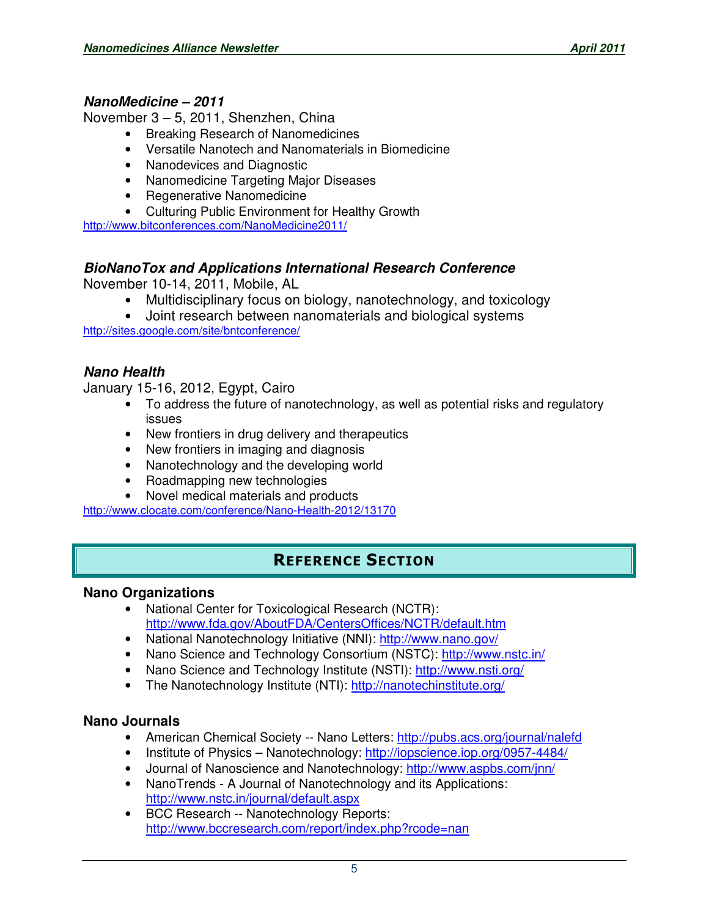### *NanoMedicine – 2011*

November 3 – 5, 2011, Shenzhen, China

- Breaking Research of Nanomedicines
- Versatile Nanotech and Nanomaterials in Biomedicine
- Nanodevices and Diagnostic
- Nanomedicine Targeting Major Diseases
- Regenerative Nanomedicine
- Culturing Public Environment for Healthy Growth

http://www.bitconferences.com/NanoMedicine2011/

### *BioNanoTox and Applications International Research Conference*

November 10-14, 2011, Mobile, AL

- Multidisciplinary focus on biology, nanotechnology, and toxicology
- Joint research between nanomaterials and biological systems

http://sites.google.com/site/bntconference/

### *Nano Health*

January 15-16, 2012, Egypt, Cairo

- To address the future of nanotechnology, as well as potential risks and regulatory issues
- New frontiers in drug delivery and therapeutics
- New frontiers in imaging and diagnosis
- Nanotechnology and the developing world
- Roadmapping new technologies
- Novel medical materials and products

http://www.clocate.com/conference/Nano-Health-2012/13170

## REFERENCE SECTION

### Nano Organizations

- National Center for Toxicological Research (NCTR): http://www.fda.gov/AboutFDA/CentersOffices/NCTR/default.htm
- National Nanotechnology Initiative (NNI): http://www.nano.gov/
- Nano Science and Technology Consortium (NSTC): http://www.nstc.in/
- Nano Science and Technology Institute (NSTI): http://www.nsti.org/
- The Nanotechnology Institute (NTI): http://nanotechinstitute.org/

### Nano Journals

- American Chemical Society -- Nano Letters: http://pubs.acs.org/journal/nalefd
- Institute of Physics – Nanotechnology: http://iopscience.iop.org/0957-4484/
- Journal of Nanoscience and Nanotechnology: http://www.aspbs.com/jnn/
- NanoTrends - A Journal of Nanotechnology and its Applications: http://www.nstc.in/journal/default.aspx
- BCC Research -- Nanotechnology Reports: http://www.bccresearch.com/report/index.php?rcode=nan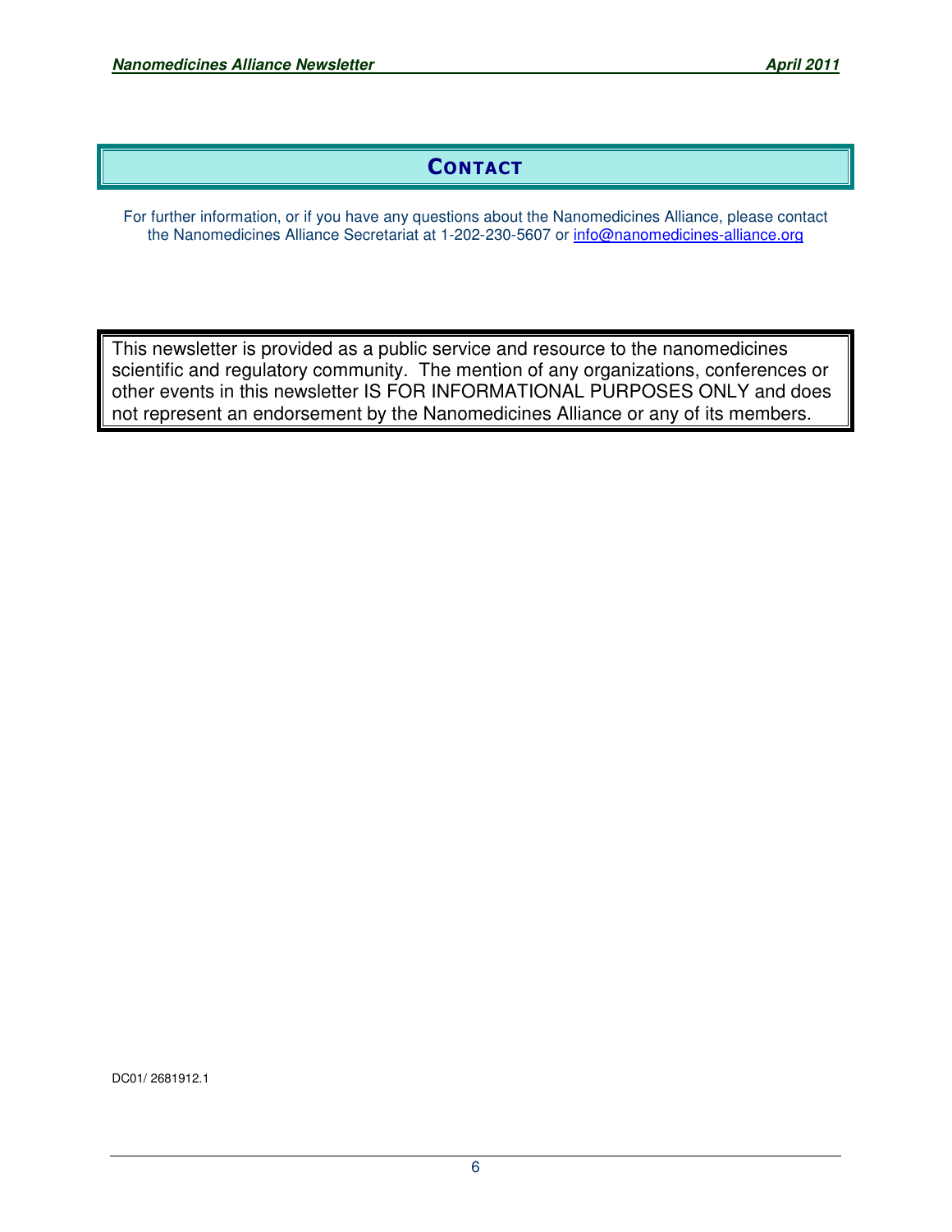## CONTACT

For further information, or if you have any questions about the Nanomedicines Alliance, please contact the Nanomedicines Alliance Secretariat at 1-202-230-5607 or info@nanomedicines-alliance.org

This newsletter is provided as a public service and resource to the nanomedicines scientific and regulatory community. The mention of any organizations, conferences or other events in this newsletter IS FOR INFORMATIONAL PURPOSES ONLY and does not represent an endorsement by the Nanomedicines Alliance or any of its members.

DC01/ 2681912.1